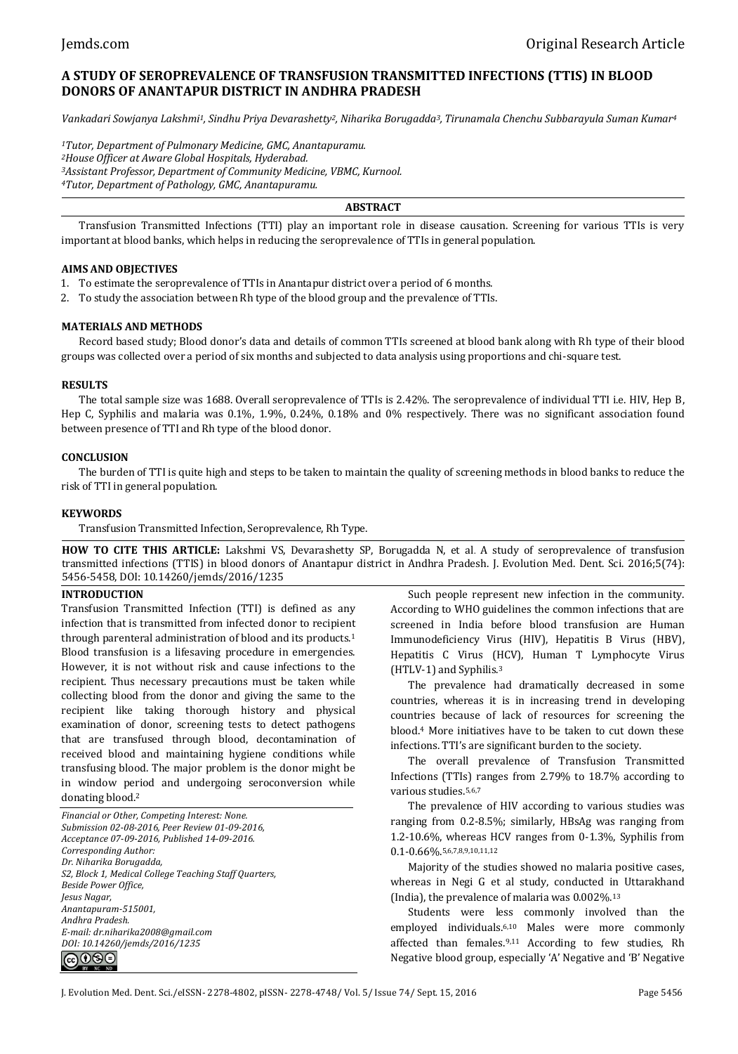# A STUDY OF SEROPREVALENCE OF TRANSFUSION TRANSMITTED INFECTIONS (TTIS) IN BLOOD DONORS OF ANANTAPUR DISTRICT IN ANDHRA PRADESH

*Vankadari Sowjanya Lakshmi[1], Sindhu Priya Devarashetty[2], Niharika Borugadda[3], Tirunamala Chenchu Subbarayula Suman Kumar[4]*

*[1]Tutor, Department of Pulmonary Medicine, GMC, Anantapuramu.*
*[2]House Officer at Aware Global Hospitals, Hyderabad.*
*[3]Assistant Professor, Department of Community Medicine, VBMC, Kurnool.*
*[4]Tutor, Department of Pathology, GMC, Anantapuramu.*

## ABSTRACT

Transfusion Transmitted Infections (TTI) play an important role in disease causation. Screening for various TTIs is very important at blood banks, which helps in reducing the seroprevalence of TTIs in general population.

### AIMS AND OBJECTIVES

1. To estimate the seroprevalence of TTIs in Anantapur district over a period of 6 months.
2. To study the association between Rh type of the blood group and the prevalence of TTIs.

### MATERIALS AND METHODS

Record based study; Blood donor's data and details of common TTIs screened at blood bank along with Rh type of their blood groups was collected over a period of six months and subjected to data analysis using proportions and chi-square test.

### RESULTS

The total sample size was 1688. Overall seroprevalence of TTIs is 2.42%. The seroprevalence of individual TTI i.e. HIV, Hep B, Hep C, Syphilis and malaria was 0.1%, 1.9%, 0.24%, 0.18% and 0% respectively. There was no significant association found between presence of TTI and Rh type of the blood donor.

### CONCLUSION

The burden of TTI is quite high and steps to be taken to maintain the quality of screening methods in blood banks to reduce the risk of TTI in general population.

### KEYWORDS

Transfusion Transmitted Infection, Seroprevalence, Rh Type.

**HOW TO CITE THIS ARTICLE:** Lakshmi VS, Devarashetty SP, Borugadda N, et al. A study of seroprevalence of transfusion transmitted infections (TTIS) in blood donors of Anantapur district in Andhra Pradesh. J. Evolution Med. Dent. Sci. 2016;5(74): 5456-5458, DOI: 10.14260/jemds/2016/1235

## INTRODUCTION

Transfusion Transmitted Infection (TTI) is defined as any infection that is transmitted from infected donor to recipient through parenteral administration of blood and its products.[1] Blood transfusion is a lifesaving procedure in emergencies. However, it is not without risk and cause infections to the recipient. Thus necessary precautions must be taken while collecting blood from the donor and giving the same to the recipient like taking thorough history and physical examination of donor, screening tests to detect pathogens that are transfused through blood, decontamination of received blood and maintaining hygiene conditions while transfusing blood. The major problem is the donor might be in window period and undergoing seroconversion while donating blood.[2]

*Financial or Other, Competing Interest: None.*
*Submission 02-08-2016, Peer Review 01-09-2016,*
*Acceptance 07-09-2016, Published 14-09-2016.*
*Corresponding Author:*
*Dr. Niharika Borugadda,*
*S2, Block 1, Medical College Teaching Staff Quarters,*
*Beside Power Office,*
*Jesus Nagar,*
*Anantapuram-515001,*
*Andhra Pradesh.*
*E-mail: dr.niharika2008@gmail.com*
*DOI: 10.14260/jemds/2016/1235*

Such people represent new infection in the community. According to WHO guidelines the common infections that are screened in India before blood transfusion are Human Immunodeficiency Virus (HIV), Hepatitis B Virus (HBV), Hepatitis C Virus (HCV), Human T Lymphocyte Virus (HTLV-1) and Syphilis.[3]

The prevalence had dramatically decreased in some countries, whereas it is in increasing trend in developing countries because of lack of resources for screening the blood.[4] More initiatives have to be taken to cut down these infections. TTI's are significant burden to the society.

The overall prevalence of Transfusion Transmitted Infections (TTIs) ranges from 2.79% to 18.7% according to various studies.[5,6,7]

The prevalence of HIV according to various studies was ranging from 0.2-8.5%; similarly, HBsAg was ranging from 1.2-10.6%, whereas HCV ranges from 0-1.3%, Syphilis from 0.1-0.66%.[5,6,7,8,9,10,11,12]

Majority of the studies showed no malaria positive cases, whereas in Negi G et al study, conducted in Uttarakhand (India), the prevalence of malaria was 0.002%.[13]

Students were less commonly involved than the employed individuals.[6,10] Males were more commonly affected than females.[9,11] According to few studies, Rh Negative blood group, especially 'A' Negative and 'B' Negative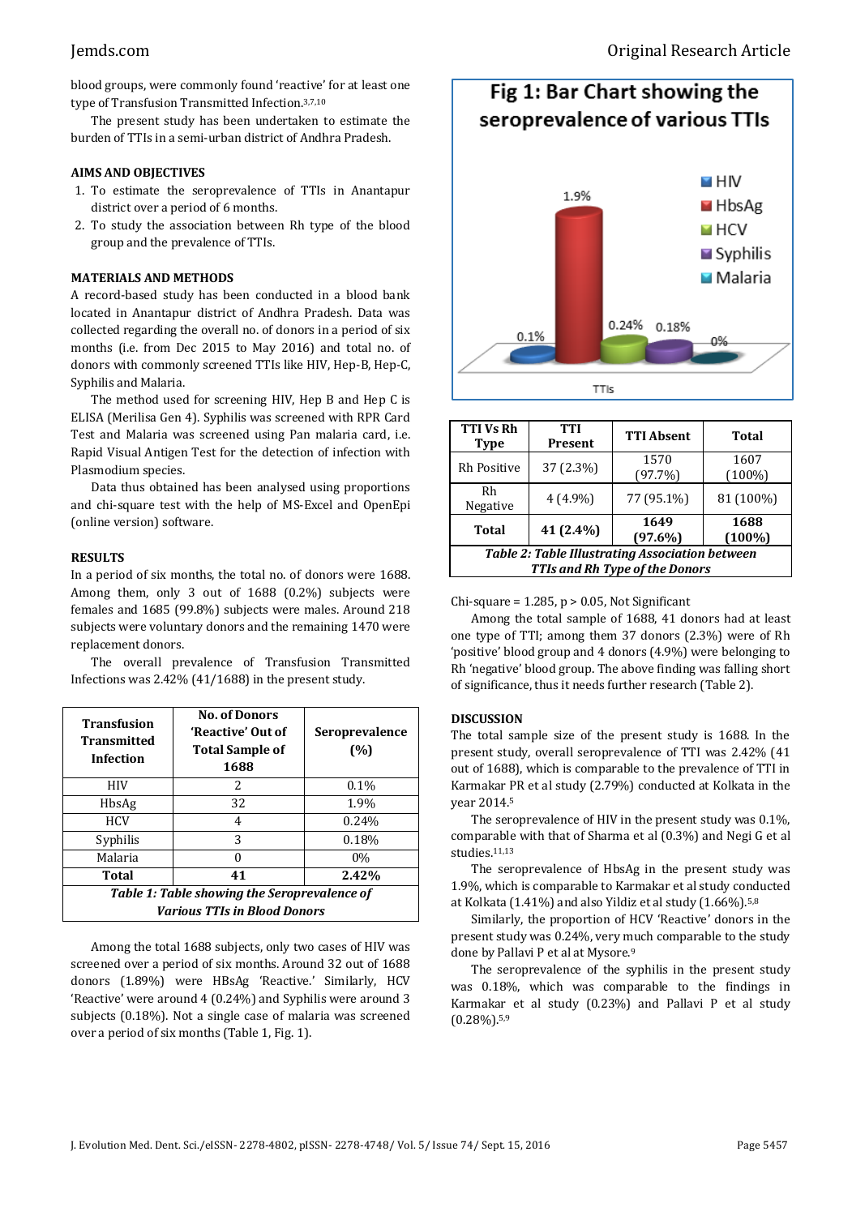blood groups, were commonly found 'reactive' for at least one type of Transfusion Transmitted Infection.[3,7,10]

The present study has been undertaken to estimate the burden of TTIs in a semi-urban district of Andhra Pradesh.

## AIMS AND OBJECTIVES

1. To estimate the seroprevalence of TTIs in Anantapur district over a period of 6 months.
2. To study the association between Rh type of the blood group and the prevalence of TTIs.

## MATERIALS AND METHODS

A record-based study has been conducted in a blood bank located in Anantapur district of Andhra Pradesh. Data was collected regarding the overall no. of donors in a period of six months (i.e. from Dec 2015 to May 2016) and total no. of donors with commonly screened TTIs like HIV, Hep-B, Hep-C, Syphilis and Malaria.

The method used for screening HIV, Hep B and Hep C is ELISA (Merilisa Gen 4). Syphilis was screened with RPR Card Test and Malaria was screened using Pan malaria card, i.e. Rapid Visual Antigen Test for the detection of infection with Plasmodium species.

Data thus obtained has been analysed using proportions and chi-square test with the help of MS-Excel and OpenEpi (online version) software.

## RESULTS

In a period of six months, the total no. of donors were 1688. Among them, only 3 out of 1688 (0.2%) subjects were females and 1685 (99.8%) subjects were males. Around 218 subjects were voluntary donors and the remaining 1470 were replacement donors.

The overall prevalence of Transfusion Transmitted Infections was 2.42% (41/1688) in the present study.

| Transfusion Transmitted Infection | No. of Donors 'Reactive' Out of Total Sample of 1688 | Seroprevalence (%) |
|---|---|---|
| HIV | 2 | 0.1% |
| HbsAg | 32 | 1.9% |
| HCV | 4 | 0.24% |
| Syphilis | 3 | 0.18% |
| Malaria | 0 | 0% |
| **Total** | **41** | **2.42%** |

***Table 1: Table showing the Seroprevalence of Various TTIs in Blood Donors***

Among the total 1688 subjects, only two cases of HIV was screened over a period of six months. Around 32 out of 1688 donors (1.89%) were HBsAg 'Reactive.' Similarly, HCV 'Reactive' were around 4 (0.24%) and Syphilis were around 3 subjects (0.18%). Not a single case of malaria was screened over a period of six months (Table 1, Fig. 1).

**Fig 1: Bar Chart showing the seroprevalence of various TTIs**

| TTI Vs Rh Type | TTI Present | TTI Absent | Total |
|---|---|---|---|
| Rh Positive | 37 (2.3%) | 1570 (97.7%) | 1607 (100%) |
| Rh Negative | 4 (4.9%) | 77 (95.1%) | 81 (100%) |
| **Total** | **41 (2.4%)** | **1649 (97.6%)** | **1688 (100%)** |

***Table 2: Table Illustrating Association between TTIs and Rh Type of the Donors***

Chi-square = 1.285, $p > 0.05$, Not Significant

Among the total sample of 1688, 41 donors had at least one type of TTI; among them 37 donors (2.3%) were of Rh 'positive' blood group and 4 donors (4.9%) were belonging to Rh 'negative' blood group. The above finding was falling short of significance, thus it needs further research (Table 2).

## DISCUSSION

The total sample size of the present study is 1688. In the present study, overall seroprevalence of TTI was 2.42% (41 out of 1688), which is comparable to the prevalence of TTI in Karmakar PR et al study (2.79%) conducted at Kolkata in the year 2014.[5]

The seroprevalence of HIV in the present study was 0.1%, comparable with that of Sharma et al (0.3%) and Negi G et al studies.[11,13]

The seroprevalence of HbsAg in the present study was 1.9%, which is comparable to Karmakar et al study conducted at Kolkata (1.41%) and also Yildiz et al study (1.66%).[5,8]

Similarly, the proportion of HCV 'Reactive' donors in the present study was 0.24%, very much comparable to the study done by Pallavi P et al at Mysore.[9]

The seroprevalence of the syphilis in the present study was 0.18%, which was comparable to the findings in Karmakar et al study (0.23%) and Pallavi P et al study (0.28%).[5,9]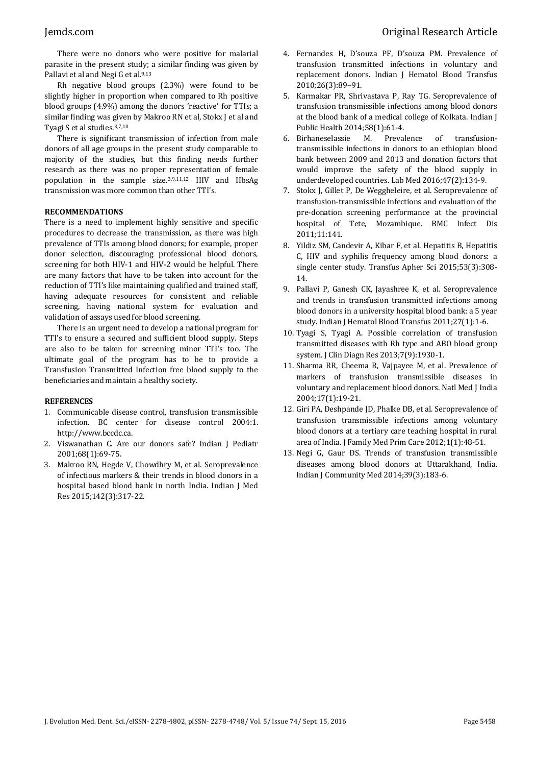There were no donors who were positive for malarial parasite in the present study; a similar finding was given by Pallavi et al and Negi G et al.[9,13]

Rh negative blood groups (2.3%) were found to be slightly higher in proportion when compared to Rh positive blood groups (4.9%) among the donors 'reactive' for TTIs; a similar finding was given by Makroo RN et al, Stokx J et al and Tyagi S et al studies.[3,7,10]

There is significant transmission of infection from male donors of all age groups in the present study comparable to majority of the studies, but this finding needs further research as there was no proper representation of female population in the sample size.[3,9,11,12] HIV and HbsAg transmission was more common than other TTI's.

**RECOMMENDATIONS**

There is a need to implement highly sensitive and specific procedures to decrease the transmission, as there was high prevalence of TTIs among blood donors; for example, proper donor selection, discouraging professional blood donors, screening for both HIV-1 and HIV-2 would be helpful. There are many factors that have to be taken into account for the reduction of TTI's like maintaining qualified and trained staff, having adequate resources for consistent and reliable screening, having national system for evaluation and validation of assays used for blood screening.

There is an urgent need to develop a national program for TTI's to ensure a secured and sufficient blood supply. Steps are also to be taken for screening minor TTI's too. The ultimate goal of the program has to be to provide a Transfusion Transmitted Infection free blood supply to the beneficiaries and maintain a healthy society.

**REFERENCES**

1. Communicable disease control, transfusion transmissible infection. BC center for disease control 2004:1. http://www.bccdc.ca.
2. Viswanathan C. Are our donors safe? Indian J Pediatr 2001;68(1):69-75.
3. Makroo RN, Hegde V, Chowdhry M, et al. Seroprevalence of infectious markers & their trends in blood donors in a hospital based blood bank in north India. Indian J Med Res 2015;142(3):317-22.
4. Fernandes H, D'souza PF, D'souza PM. Prevalence of transfusion transmitted infections in voluntary and replacement donors. Indian J Hematol Blood Transfus 2010;26(3):89–91.
5. Karmakar PR, Shrivastava P, Ray TG. Seroprevalence of transfusion transmissible infections among blood donors at the blood bank of a medical college of Kolkata. Indian J Public Health 2014;58(1):61-4.
6. Birhaneselassie M. Prevalence of transfusion-transmissible infections in donors to an ethiopian blood bank between 2009 and 2013 and donation factors that would improve the safety of the blood supply in underdeveloped countries. Lab Med 2016;47(2):134-9.
7. Stokx J, Gillet P, De Weggheleire, et al. Seroprevalence of transfusion-transmissible infections and evaluation of the pre-donation screening performance at the provincial hospital of Tete, Mozambique. BMC Infect Dis 2011;11:141.
8. Yildiz SM, Candevir A, Kibar F, et al. Hepatitis B, Hepatitis C, HIV and syphilis frequency among blood donors: a single center study. Transfus Apher Sci 2015;53(3):308-14.
9. Pallavi P, Ganesh CK, Jayashree K, et al. Seroprevalence and trends in transfusion transmitted infections among blood donors in a university hospital blood bank: a 5 year study. Indian J Hematol Blood Transfus 2011;27(1):1-6.
10. Tyagi S, Tyagi A. Possible correlation of transfusion transmitted diseases with Rh type and ABO blood group system. J Clin Diagn Res 2013;7(9):1930-1.
11. Sharma RR, Cheema R, Vajpayee M, et al. Prevalence of markers of transfusion transmissible diseases in voluntary and replacement blood donors. Natl Med J India 2004;17(1):19-21.
12. Giri PA, Deshpande JD, Phalke DB, et al. Seroprevalence of transfusion transmissible infections among voluntary blood donors at a tertiary care teaching hospital in rural area of India. J Family Med Prim Care 2012;1(1):48-51.
13. Negi G, Gaur DS. Trends of transfusion transmissible diseases among blood donors at Uttarakhand, India. Indian J Community Med 2014;39(3):183-6.